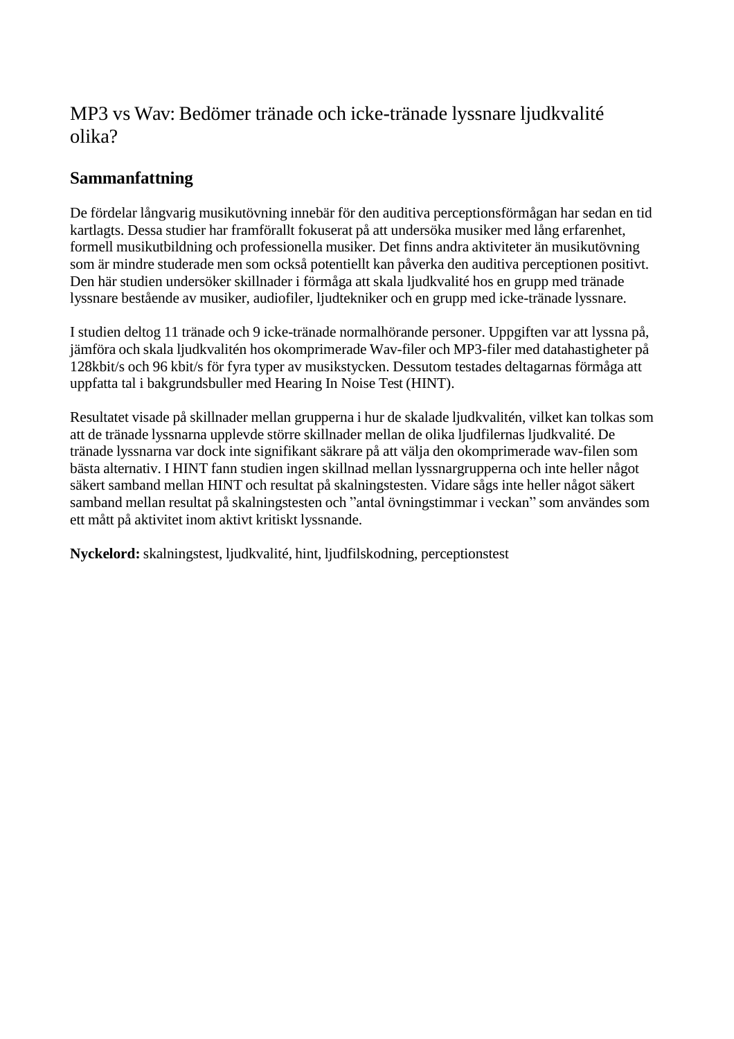# MP3 vs Wav: Bedömer tränade och icke-tränade lyssnare ljudkvalité olika?

## Sammanfattning

De fördelar långvarig musikutövning innebär för den auditiva perceptionsförmågan har sedan en tid kartlagts. Dessa studier har framförallt fokuserat på att undersöka musiker med lång erfarenhet, formell musikutbildning och professionella musiker. Det finns andra aktiviteter än musikutövning som är mindre studerade men som också potentiellt kan påverka den auditiva perceptionen positivt. Den här studien undersöker skillnader i förmåga att skala ljudkvalité hos en grupp med tränade lyssnare bestående av musiker, audiofiler, ljudtekniker och en grupp med icke-tränade lyssnare.

I studien deltog 11 tränade och 9 icke-tränade normalhörande personer. Uppgiften var att lyssna på, jämföra och skala ljudkvalitén hos okomprimerade Wav-filer och MP3-filer med datahastigheter på 128kbit/s och 96 kbit/s för fyra typer av musikstycken. Dessutom testades deltagarnas förmåga att uppfatta tal i bakgrundsbuller med Hearing In Noise Test (HINT).

Resultatet visade på skillnader mellan grupperna i hur de skalade ljudkvalitén, vilket kan tolkas som att de tränade lyssnarna upplevde större skillnader mellan de olika ljudfilernas ljudkvalité. De tränade lyssnarna var dock inte signifikant säkrare på att välja den okomprimerade wav-filen som bästa alternativ. I HINT fann studien ingen skillnad mellan lyssnargrupperna och inte heller något säkert samband mellan HINT och resultat på skalningstesten. Vidare sågs inte heller något säkert samband mellan resultat på skalningstesten och ”antal övningstimmar i veckan” som användes som ett mått på aktivitet inom aktivt kritiskt lyssnande.

**Nyckelord:** skalningstest, ljudkvalité, hint, ljudfilskodning, perceptionstest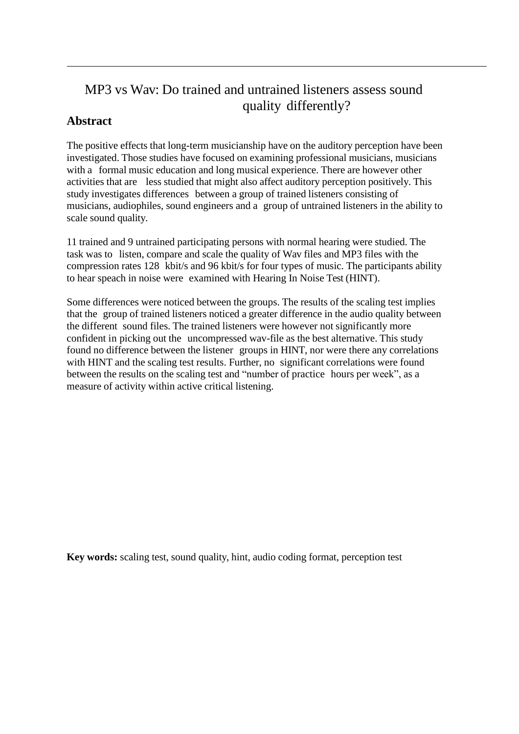# MP3 vs Wav: Do trained and untrained listeners assess sound quality differently?

## Abstract

The positive effects that long-term musicianship have on the auditory perception have been investigated. Those studies have focused on examining professional musicians, musicians with a formal music education and long musical experience. There are however other activities that are less studied that might also affect auditory perception positively. This study investigates differences between a group of trained listeners consisting of musicians, audiophiles, sound engineers and a group of untrained listeners in the ability to scale sound quality.

11 trained and 9 untrained participating persons with normal hearing were studied. The task was to listen, compare and scale the quality of Wav files and MP3 files with the compression rates 128 kbit/s and 96 kbit/s for four types of music. The participants ability to hear speach in noise were examined with Hearing In Noise Test (HINT).

Some differences were noticed between the groups. The results of the scaling test implies that the group of trained listeners noticed a greater difference in the audio quality between the different sound files. The trained listeners were however not significantly more confident in picking out the uncompressed wav-file as the best alternative. This study found no difference between the listener groups in HINT, nor were there any correlations with HINT and the scaling test results. Further, no significant correlations were found between the results on the scaling test and "number of practice hours per week", as a measure of activity within active critical listening.

**Key words:** scaling test, sound quality, hint, audio coding format, perception test